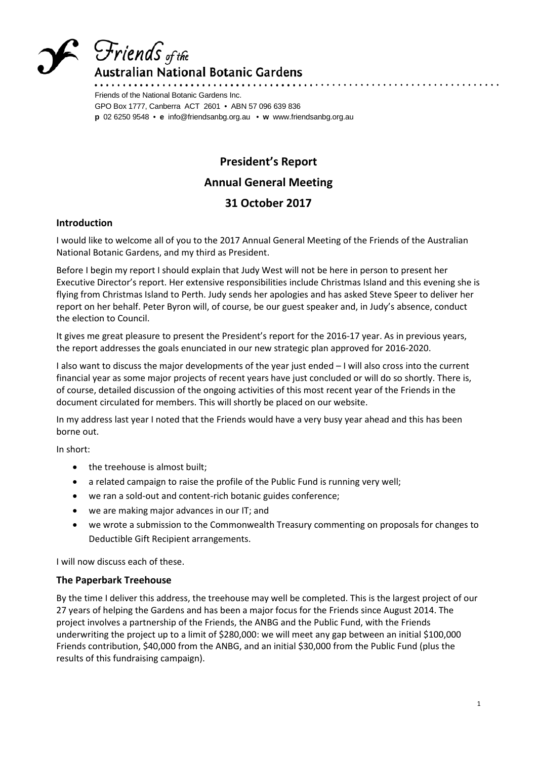# Friends of the Australian National Botanic Gardens

Friends of the National Botanic Gardens Inc.
GPO Box 1777, Canberra ACT 2601 • ABN 57 096 639 836
**p** 02 6250 9548 • **e** info@friendsanbg.org.au • **w** www.friendsanbg.org.au

## President's Report

## Annual General Meeting

## 31 October 2017

### Introduction

I would like to welcome all of you to the 2017 Annual General Meeting of the Friends of the Australian National Botanic Gardens, and my third as President.

Before I begin my report I should explain that Judy West will not be here in person to present her Executive Director's report. Her extensive responsibilities include Christmas Island and this evening she is flying from Christmas Island to Perth. Judy sends her apologies and has asked Steve Speer to deliver her report on her behalf. Peter Byron will, of course, be our guest speaker and, in Judy's absence, conduct the election to Council.

It gives me great pleasure to present the President's report for the 2016-17 year. As in previous years, the report addresses the goals enunciated in our new strategic plan approved for 2016-2020.

I also want to discuss the major developments of the year just ended – I will also cross into the current financial year as some major projects of recent years have just concluded or will do so shortly. There is, of course, detailed discussion of the ongoing activities of this most recent year of the Friends in the document circulated for members. This will shortly be placed on our website.

In my address last year I noted that the Friends would have a very busy year ahead and this has been borne out.

In short:

- the treehouse is almost built;
- a related campaign to raise the profile of the Public Fund is running very well;
- we ran a sold-out and content-rich botanic guides conference;
- we are making major advances in our IT; and
- we wrote a submission to the Commonwealth Treasury commenting on proposals for changes to Deductible Gift Recipient arrangements.

I will now discuss each of these.

### The Paperbark Treehouse

By the time I deliver this address, the treehouse may well be completed. This is the largest project of our 27 years of helping the Gardens and has been a major focus for the Friends since August 2014. The project involves a partnership of the Friends, the ANBG and the Public Fund, with the Friends underwriting the project up to a limit of $280,000: we will meet any gap between an initial $100,000 Friends contribution, $40,000 from the ANBG, and an initial $30,000 from the Public Fund (plus the results of this fundraising campaign).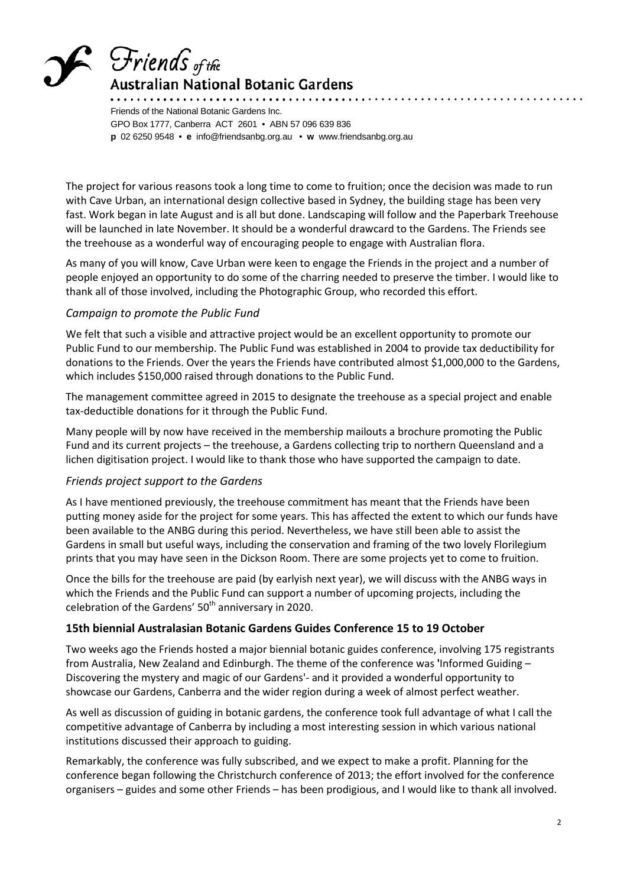The project for various reasons took a long time to come to fruition; once the decision was made to run with Cave Urban, an international design collective based in Sydney, the building stage has been very fast. Work began in late August and is all but done. Landscaping will follow and the Paperbark Treehouse will be launched in late November. It should be a wonderful drawcard to the Gardens. The Friends see the treehouse as a wonderful way of encouraging people to engage with Australian flora.

As many of you will know, Cave Urban were keen to engage the Friends in the project and a number of people enjoyed an opportunity to do some of the charring needed to preserve the timber. I would like to thank all of those involved, including the Photographic Group, who recorded this effort.

### *Campaign to promote the Public Fund*

We felt that such a visible and attractive project would be an excellent opportunity to promote our Public Fund to our membership. The Public Fund was established in 2004 to provide tax deductibility for donations to the Friends. Over the years the Friends have contributed almost $1,000,000 to the Gardens, which includes $150,000 raised through donations to the Public Fund.

The management committee agreed in 2015 to designate the treehouse as a special project and enable tax-deductible donations for it through the Public Fund.

Many people will by now have received in the membership mailouts a brochure promoting the Public Fund and its current projects – the treehouse, a Gardens collecting trip to northern Queensland and a lichen digitisation project. I would like to thank those who have supported the campaign to date.

### *Friends project support to the Gardens*

As I have mentioned previously, the treehouse commitment has meant that the Friends have been putting money aside for the project for some years. This has affected the extent to which our funds have been available to the ANBG during this period. Nevertheless, we have still been able to assist the Gardens in small but useful ways, including the conservation and framing of the two lovely Florilegium prints that you may have seen in the Dickson Room. There are some projects yet to come to fruition.

Once the bills for the treehouse are paid (by earlyish next year), we will discuss with the ANBG ways in which the Friends and the Public Fund can support a number of upcoming projects, including the celebration of the Gardens' 50th anniversary in 2020.

## **15th biennial Australasian Botanic Gardens Guides Conference 15 to 19 October**

Two weeks ago the Friends hosted a major biennial botanic guides conference, involving 175 registrants from Australia, New Zealand and Edinburgh. The theme of the conference was 'Informed Guiding – Discovering the mystery and magic of our Gardens'- and it provided a wonderful opportunity to showcase our Gardens, Canberra and the wider region during a week of almost perfect weather.

As well as discussion of guiding in botanic gardens, the conference took full advantage of what I call the competitive advantage of Canberra by including a most interesting session in which various national institutions discussed their approach to guiding.

Remarkably, the conference was fully subscribed, and we expect to make a profit. Planning for the conference began following the Christchurch conference of 2013; the effort involved for the conference organisers – guides and some other Friends – has been prodigious, and I would like to thank all involved.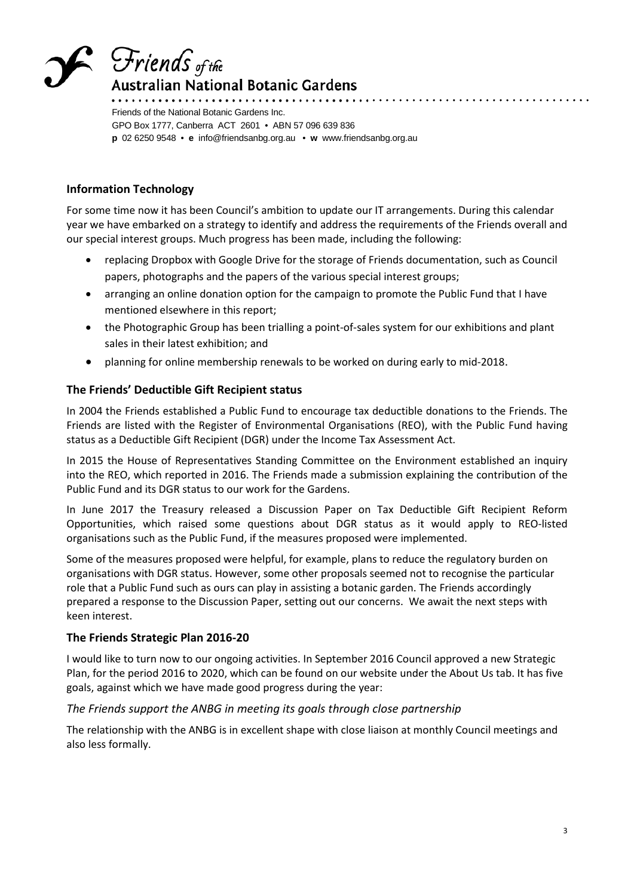## Information Technology

For some time now it has been Council's ambition to update our IT arrangements. During this calendar year we have embarked on a strategy to identify and address the requirements of the Friends overall and our special interest groups. Much progress has been made, including the following:

- replacing Dropbox with Google Drive for the storage of Friends documentation, such as Council papers, photographs and the papers of the various special interest groups;
- arranging an online donation option for the campaign to promote the Public Fund that I have mentioned elsewhere in this report;
- the Photographic Group has been trialling a point-of-sales system for our exhibitions and plant sales in their latest exhibition; and
- planning for online membership renewals to be worked on during early to mid-2018.

## The Friends' Deductible Gift Recipient status

In 2004 the Friends established a Public Fund to encourage tax deductible donations to the Friends. The Friends are listed with the Register of Environmental Organisations (REO), with the Public Fund having status as a Deductible Gift Recipient (DGR) under the Income Tax Assessment Act.

In 2015 the House of Representatives Standing Committee on the Environment established an inquiry into the REO, which reported in 2016. The Friends made a submission explaining the contribution of the Public Fund and its DGR status to our work for the Gardens.

In June 2017 the Treasury released a Discussion Paper on Tax Deductible Gift Recipient Reform Opportunities, which raised some questions about DGR status as it would apply to REO-listed organisations such as the Public Fund, if the measures proposed were implemented.

Some of the measures proposed were helpful, for example, plans to reduce the regulatory burden on organisations with DGR status. However, some other proposals seemed not to recognise the particular role that a Public Fund such as ours can play in assisting a botanic garden. The Friends accordingly prepared a response to the Discussion Paper, setting out our concerns. We await the next steps with keen interest.

## The Friends Strategic Plan 2016-20

I would like to turn now to our ongoing activities. In September 2016 Council approved a new Strategic Plan, for the period 2016 to 2020, which can be found on our website under the About Us tab. It has five goals, against which we have made good progress during the year:

### *The Friends support the ANBG in meeting its goals through close partnership*

The relationship with the ANBG is in excellent shape with close liaison at monthly Council meetings and also less formally.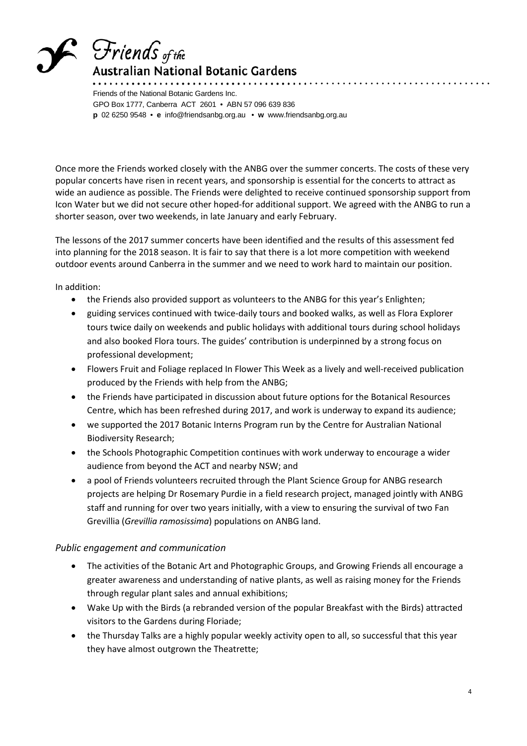Once more the Friends worked closely with the ANBG over the summer concerts. The costs of these very popular concerts have risen in recent years, and sponsorship is essential for the concerts to attract as wide an audience as possible. The Friends were delighted to receive continued sponsorship support from Icon Water but we did not secure other hoped-for additional support. We agreed with the ANBG to run a shorter season, over two weekends, in late January and early February.

The lessons of the 2017 summer concerts have been identified and the results of this assessment fed into planning for the 2018 season. It is fair to say that there is a lot more competition with weekend outdoor events around Canberra in the summer and we need to work hard to maintain our position.

In addition:

- the Friends also provided support as volunteers to the ANBG for this year's Enlighten;
- guiding services continued with twice-daily tours and booked walks, as well as Flora Explorer tours twice daily on weekends and public holidays with additional tours during school holidays and also booked Flora tours. The guides' contribution is underpinned by a strong focus on professional development;
- Flowers Fruit and Foliage replaced In Flower This Week as a lively and well-received publication produced by the Friends with help from the ANBG;
- the Friends have participated in discussion about future options for the Botanical Resources Centre, which has been refreshed during 2017, and work is underway to expand its audience;
- we supported the 2017 Botanic Interns Program run by the Centre for Australian National Biodiversity Research;
- the Schools Photographic Competition continues with work underway to encourage a wider audience from beyond the ACT and nearby NSW; and
- a pool of Friends volunteers recruited through the Plant Science Group for ANBG research projects are helping Dr Rosemary Purdie in a field research project, managed jointly with ANBG staff and running for over two years initially, with a view to ensuring the survival of two Fan Grevillia (*Grevillia ramosissima*) populations on ANBG land.

### *Public engagement and communication*

- The activities of the Botanic Art and Photographic Groups, and Growing Friends all encourage a greater awareness and understanding of native plants, as well as raising money for the Friends through regular plant sales and annual exhibitions;
- Wake Up with the Birds (a rebranded version of the popular Breakfast with the Birds) attracted visitors to the Gardens during Floriade;
- the Thursday Talks are a highly popular weekly activity open to all, so successful that this year they have almost outgrown the Theatrette;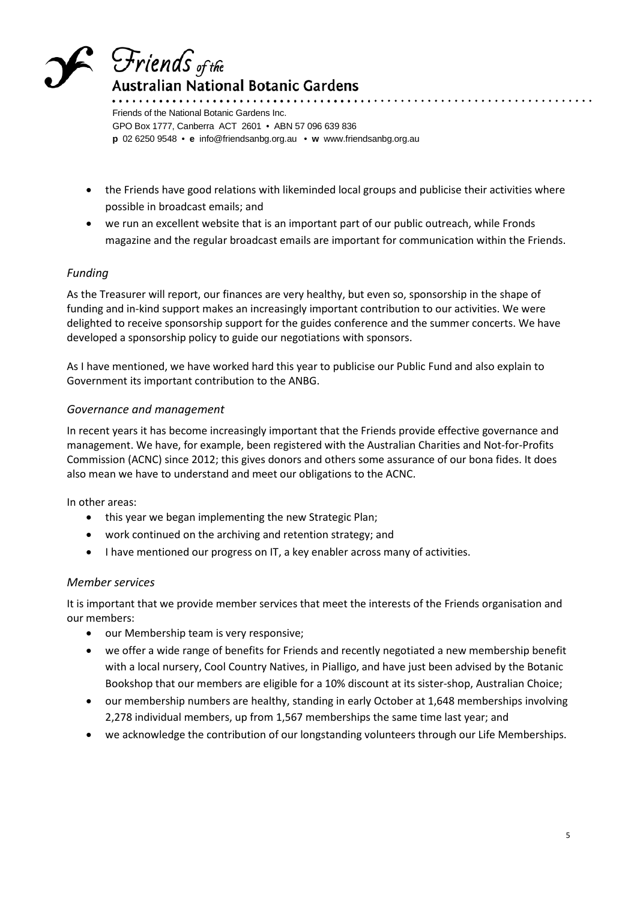- the Friends have good relations with likeminded local groups and publicise their activities where possible in broadcast emails; and
- we run an excellent website that is an important part of our public outreach, while Fronds magazine and the regular broadcast emails are important for communication within the Friends.

### *Funding*

As the Treasurer will report, our finances are very healthy, but even so, sponsorship in the shape of funding and in-kind support makes an increasingly important contribution to our activities. We were delighted to receive sponsorship support for the guides conference and the summer concerts. We have developed a sponsorship policy to guide our negotiations with sponsors.

As I have mentioned, we have worked hard this year to publicise our Public Fund and also explain to Government its important contribution to the ANBG.

### *Governance and management*

In recent years it has become increasingly important that the Friends provide effective governance and management. We have, for example, been registered with the Australian Charities and Not-for-Profits Commission (ACNC) since 2012; this gives donors and others some assurance of our bona fides. It does also mean we have to understand and meet our obligations to the ACNC.

In other areas:

- this year we began implementing the new Strategic Plan;
- work continued on the archiving and retention strategy; and
- I have mentioned our progress on IT, a key enabler across many of activities.

### *Member services*

It is important that we provide member services that meet the interests of the Friends organisation and our members:

- our Membership team is very responsive;
- we offer a wide range of benefits for Friends and recently negotiated a new membership benefit with a local nursery, Cool Country Natives, in Pialligo, and have just been advised by the Botanic Bookshop that our members are eligible for a 10% discount at its sister-shop, Australian Choice;
- our membership numbers are healthy, standing in early October at 1,648 memberships involving 2,278 individual members, up from 1,567 memberships the same time last year; and
- we acknowledge the contribution of our longstanding volunteers through our Life Memberships.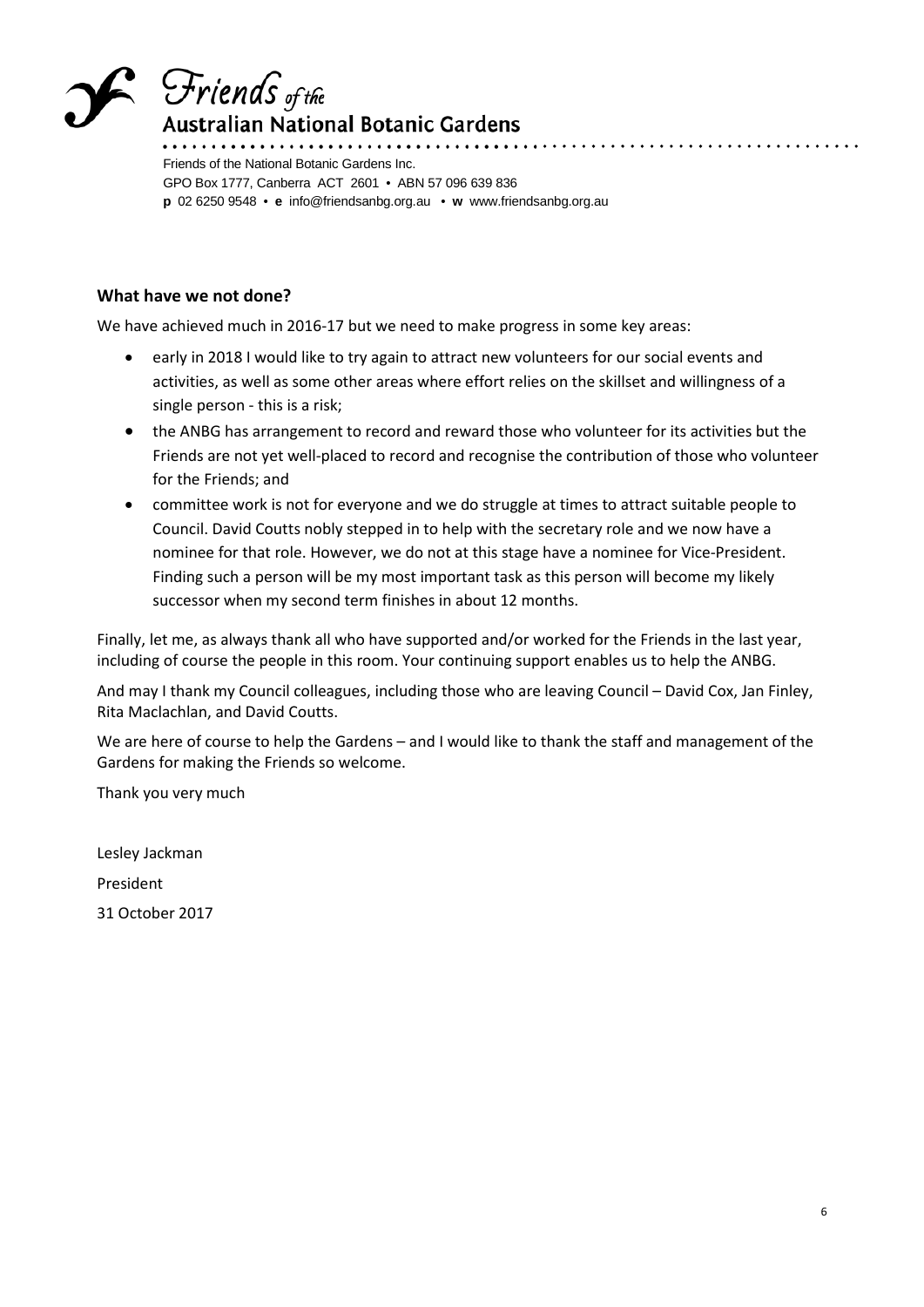## What have we not done?

We have achieved much in 2016-17 but we need to make progress in some key areas:

- early in 2018 I would like to try again to attract new volunteers for our social events and activities, as well as some other areas where effort relies on the skillset and willingness of a single person - this is a risk;
- the ANBG has arrangement to record and reward those who volunteer for its activities but the Friends are not yet well-placed to record and recognise the contribution of those who volunteer for the Friends; and
- committee work is not for everyone and we do struggle at times to attract suitable people to Council. David Coutts nobly stepped in to help with the secretary role and we now have a nominee for that role. However, we do not at this stage have a nominee for Vice-President. Finding such a person will be my most important task as this person will become my likely successor when my second term finishes in about 12 months.

Finally, let me, as always thank all who have supported and/or worked for the Friends in the last year, including of course the people in this room. Your continuing support enables us to help the ANBG.

And may I thank my Council colleagues, including those who are leaving Council – David Cox, Jan Finley, Rita Maclachlan, and David Coutts.

We are here of course to help the Gardens – and I would like to thank the staff and management of the Gardens for making the Friends so welcome.

Thank you very much

Lesley Jackman

President

31 October 2017